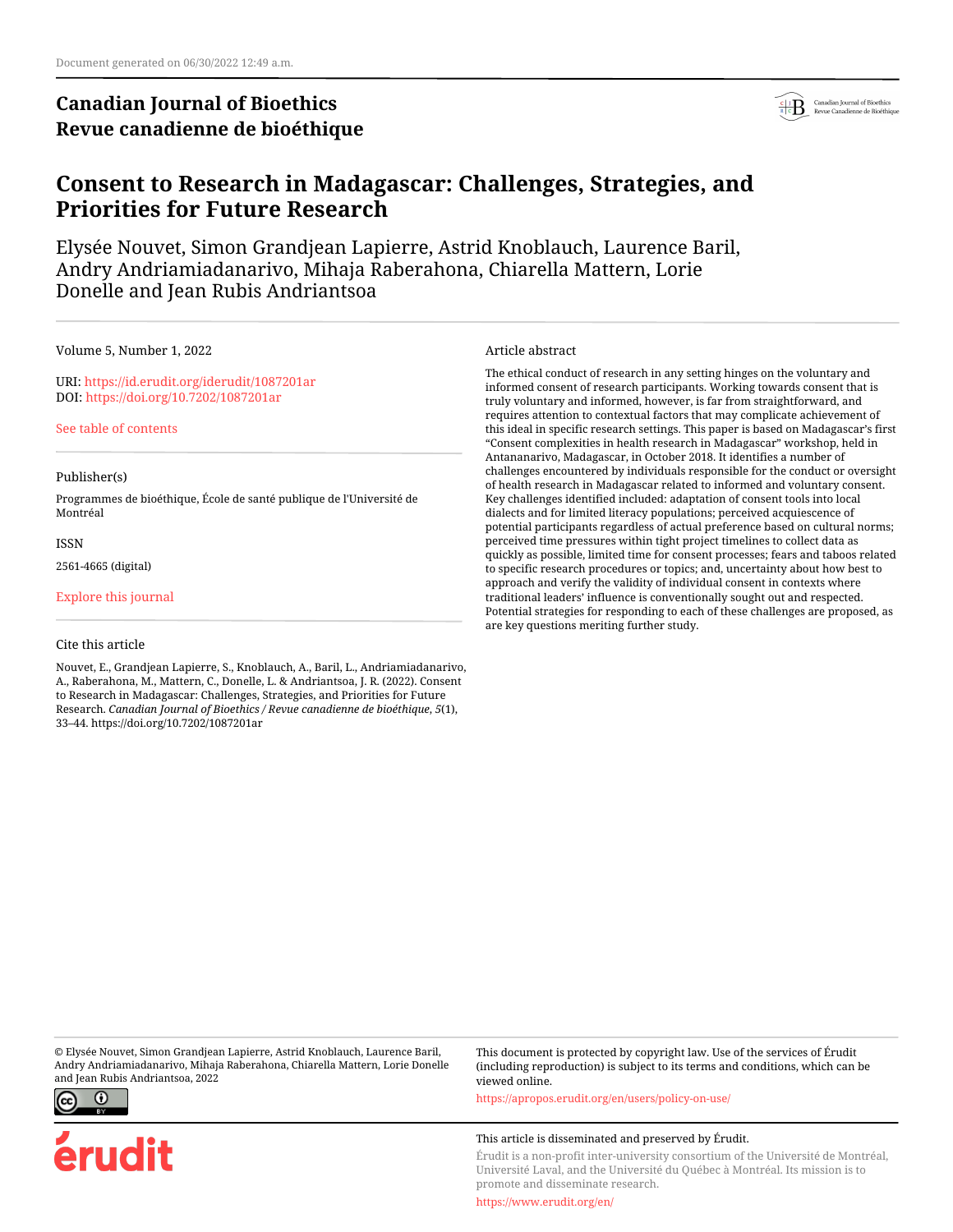Document generated on 06/30/2022 12:49 a.m.

**Canadian Journal of Bioethics**
**Revue canadienne de bioéthique**

# Consent to Research in Madagascar: Challenges, Strategies, and Priorities for Future Research

Elysée Nouvet, Simon Grandjean Lapierre, Astrid Knoblauch, Laurence Baril, Andry Andriamiadanarivo, Mihaja Raberahona, Chiarella Mattern, Lorie Donelle and Jean Rubis Andriantsoa

Volume 5, Number 1, 2022

URI: https://id.erudit.org/iderudit/1087201ar
DOI: https://doi.org/10.7202/1087201ar

See table of contents

Publisher(s)

Programmes de bioéthique, École de santé publique de l'Université de Montréal

ISSN

2561-4665 (digital)

Explore this journal

Cite this article

Nouvet, E., Grandjean Lapierre, S., Knoblauch, A., Baril, L., Andriamiadanarivo, A., Raberahona, M., Mattern, C., Donelle, L. & Andriantsoa, J. R. (2022). Consent to Research in Madagascar: Challenges, Strategies, and Priorities for Future Research. *Canadian Journal of Bioethics / Revue canadienne de bioéthique*, *5*(1), 33–44. https://doi.org/10.7202/1087201ar

Article abstract

The ethical conduct of research in any setting hinges on the voluntary and informed consent of research participants. Working towards consent that is truly voluntary and informed, however, is far from straightforward, and requires attention to contextual factors that may complicate achievement of this ideal in specific research settings. This paper is based on Madagascar's first "Consent complexities in health research in Madagascar" workshop, held in Antananarivo, Madagascar, in October 2018. It identifies a number of challenges encountered by individuals responsible for the conduct or oversight of health research in Madagascar related to informed and voluntary consent. Key challenges identified included: adaptation of consent tools into local dialects and for limited literacy populations; perceived acquiescence of potential participants regardless of actual preference based on cultural norms; perceived time pressures within tight project timelines to collect data as quickly as possible, limited time for consent processes; fears and taboos related to specific research procedures or topics; and, uncertainty about how best to approach and verify the validity of individual consent in contexts where traditional leaders' influence is conventionally sought out and respected. Potential strategies for responding to each of these challenges are proposed, as are key questions meriting further study.

© Elysée Nouvet, Simon Grandjean Lapierre, Astrid Knoblauch, Laurence Baril, Andry Andriamiadanarivo, Mihaja Raberahona, Chiarella Mattern, Lorie Donelle and Jean Rubis Andriantsoa, 2022

This document is protected by copyright law. Use of the services of Érudit (including reproduction) is subject to its terms and conditions, which can be viewed online.

https://apropos.erudit.org/en/users/policy-on-use/

This article is disseminated and preserved by Érudit.

Érudit is a non-profit inter-university consortium of the Université de Montréal, Université Laval, and the Université du Québec à Montréal. Its mission is to promote and disseminate research.

https://www.erudit.org/en/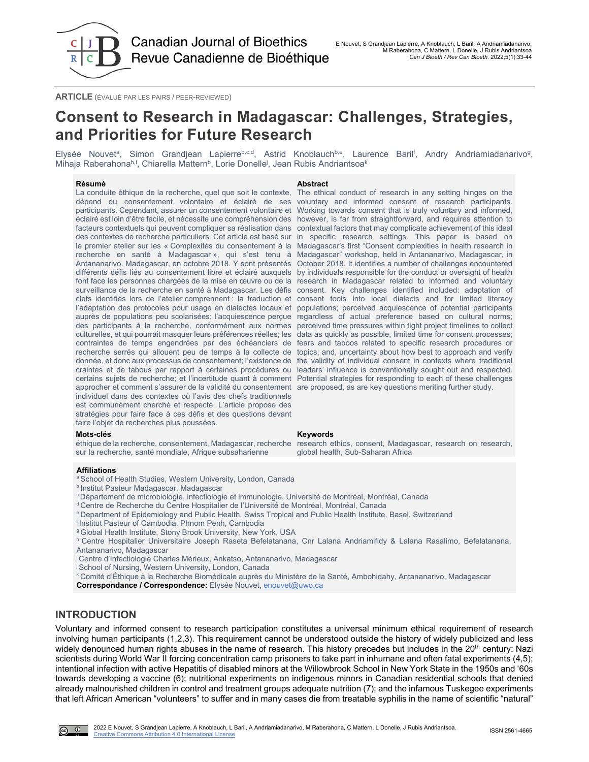**ARTICLE** (ÉVALUÉ PAR LES PAIRS / PEER-REVIEWED)

# Consent to Research in Madagascar: Challenges, Strategies, and Priorities for Future Research

Elysée Nouvet[a], Simon Grandjean Lapierre[b,c,d], Astrid Knoblauch[b,e], Laurence Baril[f], Andry Andriamiadanarivo[g], Mihaja Raberahona[h,i], Chiarella Mattern[b], Lorie Donelle[j], Jean Rubis Andriantsoa[k]

### Résumé

La conduite éthique de la recherche, quel que soit le contexte, dépend du consentement volontaire et éclairé de ses participants. Cependant, assurer un consentement volontaire et éclairé est loin d'être facile, et nécessite une compréhension des facteurs contextuels qui peuvent compliquer sa réalisation dans des contextes de recherche particuliers. Cet article est basé sur le premier atelier sur les « Complexités du consentement à la recherche en santé à Madagascar », qui s'est tenu à Antananarivo, Madagascar, en octobre 2018. Y sont présentés différents défis liés au consentement libre et éclairé auxquels font face les personnes chargées de la mise en œuvre ou de la surveillance de la recherche en santé à Madagascar. Les défis clefs identifiés lors de l'atelier comprennent : la traduction et l'adaptation des protocoles pour usage en dialectes locaux et auprès de populations peu scolarisées; l'acquiescence perçue des participants à la recherche, conformément aux normes culturelles, et qui pourrait masquer leurs préférences réelles; les contraintes de temps engendrées par des échéanciers de recherche serrés qui allouent peu de temps à la collecte de donnée, et donc aux processus de consentement; l'existence de craintes et de tabous par rapport à certaines procédures ou certains sujets de recherche; et l'incertitude quant à comment approcher et comment s'assurer de la validité du consentement individuel dans des contextes où l'avis des chefs traditionnels est communément cherché et respecté. L'article propose des stratégies pour faire face à ces défis et des questions devant faire l'objet de recherches plus poussées.

### Mots-clés

éthique de la recherche, consentement, Madagascar, recherche sur la recherche, santé mondiale, Afrique subsaharienne

### Abstract

The ethical conduct of research in any setting hinges on the voluntary and informed consent of research participants. Working towards consent that is truly voluntary and informed, however, is far from straightforward, and requires attention to contextual factors that may complicate achievement of this ideal in specific research settings. This paper is based on Madagascar's first "Consent complexities in health research in Madagascar" workshop, held in Antananarivo, Madagascar, in October 2018. It identifies a number of challenges encountered by individuals responsible for the conduct or oversight of health research in Madagascar related to informed and voluntary consent. Key challenges identified included: adaptation of consent tools into local dialects and for limited literacy populations; perceived acquiescence of potential participants regardless of actual preference based on cultural norms; perceived time pressures within tight project timelines to collect data as quickly as possible, limited time for consent processes; fears and taboos related to specific research procedures or topics; and, uncertainty about how best to approach and verify the validity of individual consent in contexts where traditional leaders' influence is conventionally sought out and respected. Potential strategies for responding to each of these challenges are proposed, as are key questions meriting further study.

### Keywords

research ethics, consent, Madagascar, research on research, global health, Sub-Saharan Africa

### Affiliations

[a] School of Health Studies, Western University, London, Canada
[b] Institut Pasteur Madagascar, Madagascar
[c] Département de microbiologie, infectiologie et immunologie, Université de Montréal, Montréal, Canada
[d] Centre de Recherche du Centre Hospitalier de l'Université de Montréal, Montréal, Canada
[e] Department of Epidemiology and Public Health, Swiss Tropical and Public Health Institute, Basel, Switzerland
[f] Institut Pasteur of Cambodia, Phnom Penh, Cambodia
[g] Global Health Institute, Stony Brook University, New York, USA
[h] Centre Hospitalier Universitaire Joseph Raseta Befelatanana, Cnr Lalana Andriamifidy & Lalana Rasalimo, Befelatanana, Antananarivo, Madagascar
[i] Centre d'Infectiologie Charles Mérieux, Ankatso, Antananarivo, Madagascar
[j] School of Nursing, Western University, London, Canada
[k] Comité d'Éthique à la Recherche Biomédicale auprès du Ministère de la Santé, Ambohidahy, Antananarivo, Madagascar

**Correspondance / Correspondence:** Elysée Nouvet, enouvet@uwo.ca

## INTRODUCTION

Voluntary and informed consent to research participation constitutes a universal minimum ethical requirement of research involving human participants (1,2,3). This requirement cannot be understood outside the history of widely publicized and less widely denounced human rights abuses in the name of research. This history precedes but includes in the 20th century: Nazi scientists during World War II forcing concentration camp prisoners to take part in inhumane and often fatal experiments (4,5); intentional infection with active Hepatitis of disabled minors at the Willowbrook School in New York State in the 1950s and '60s towards developing a vaccine (6); nutritional experiments on indigenous minors in Canadian residential schools that denied already malnourished children in control and treatment groups adequate nutrition (7); and the infamous Tuskegee experiments that left African American "volunteers" to suffer and in many cases die from treatable syphilis in the name of scientific "natural"

2022 E Nouvet, S Grandjean Lapierre, A Knoblauch, L Baril, A Andriamiadanarivo, M Raberahona, C Mattern, L Donelle, J Rubis Andriantsoa. Creative Commons Attribution 4.0 International License

ISSN 2561-4665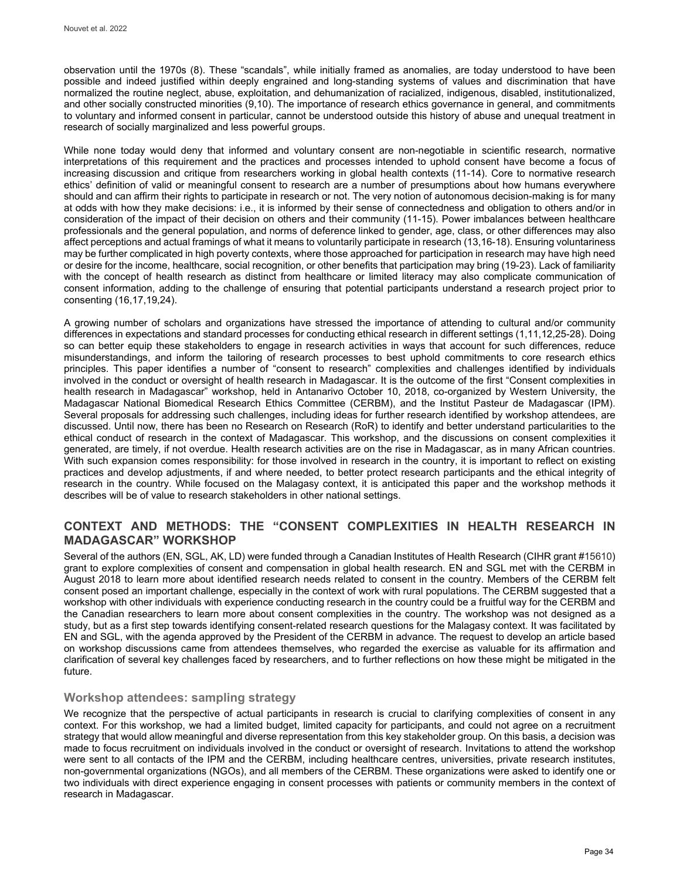observation until the 1970s (8). These "scandals", while initially framed as anomalies, are today understood to have been possible and indeed justified within deeply engrained and long-standing systems of values and discrimination that have normalized the routine neglect, abuse, exploitation, and dehumanization of racialized, indigenous, disabled, institutionalized, and other socially constructed minorities (9,10). The importance of research ethics governance in general, and commitments to voluntary and informed consent in particular, cannot be understood outside this history of abuse and unequal treatment in research of socially marginalized and less powerful groups.

While none today would deny that informed and voluntary consent are non-negotiable in scientific research, normative interpretations of this requirement and the practices and processes intended to uphold consent have become a focus of increasing discussion and critique from researchers working in global health contexts (11-14). Core to normative research ethics' definition of valid or meaningful consent to research are a number of presumptions about how humans everywhere should and can affirm their rights to participate in research or not. The very notion of autonomous decision-making is for many at odds with how they make decisions: i.e., it is informed by their sense of connectedness and obligation to others and/or in consideration of the impact of their decision on others and their community (11-15). Power imbalances between healthcare professionals and the general population, and norms of deference linked to gender, age, class, or other differences may also affect perceptions and actual framings of what it means to voluntarily participate in research (13,16-18). Ensuring voluntariness may be further complicated in high poverty contexts, where those approached for participation in research may have high need or desire for the income, healthcare, social recognition, or other benefits that participation may bring (19-23). Lack of familiarity with the concept of health research as distinct from healthcare or limited literacy may also complicate communication of consent information, adding to the challenge of ensuring that potential participants understand a research project prior to consenting (16,17,19,24).

A growing number of scholars and organizations have stressed the importance of attending to cultural and/or community differences in expectations and standard processes for conducting ethical research in different settings (1,11,12,25-28). Doing so can better equip these stakeholders to engage in research activities in ways that account for such differences, reduce misunderstandings, and inform the tailoring of research processes to best uphold commitments to core research ethics principles. This paper identifies a number of "consent to research" complexities and challenges identified by individuals involved in the conduct or oversight of health research in Madagascar. It is the outcome of the first "Consent complexities in health research in Madagascar" workshop, held in Antanarivo October 10, 2018, co-organized by Western University, the Madagascar National Biomedical Research Ethics Committee (CERBM), and the Institut Pasteur de Madagascar (IPM). Several proposals for addressing such challenges, including ideas for further research identified by workshop attendees, are discussed. Until now, there has been no Research on Research (RoR) to identify and better understand particularities to the ethical conduct of research in the context of Madagascar. This workshop, and the discussions on consent complexities it generated, are timely, if not overdue. Health research activities are on the rise in Madagascar, as in many African countries. With such expansion comes responsibility: for those involved in research in the country, it is important to reflect on existing practices and develop adjustments, if and where needed, to better protect research participants and the ethical integrity of research in the country. While focused on the Malagasy context, it is anticipated this paper and the workshop methods it describes will be of value to research stakeholders in other national settings.

## CONTEXT AND METHODS: THE "CONSENT COMPLEXITIES IN HEALTH RESEARCH IN MADAGASCAR" WORKSHOP

Several of the authors (EN, SGL, AK, LD) were funded through a Canadian Institutes of Health Research (CIHR grant #15610) grant to explore complexities of consent and compensation in global health research. EN and SGL met with the CERBM in August 2018 to learn more about identified research needs related to consent in the country. Members of the CERBM felt consent posed an important challenge, especially in the context of work with rural populations. The CERBM suggested that a workshop with other individuals with experience conducting research in the country could be a fruitful way for the CERBM and the Canadian researchers to learn more about consent complexities in the country. The workshop was not designed as a study, but as a first step towards identifying consent-related research questions for the Malagasy context. It was facilitated by EN and SGL, with the agenda approved by the President of the CERBM in advance. The request to develop an article based on workshop discussions came from attendees themselves, who regarded the exercise as valuable for its affirmation and clarification of several key challenges faced by researchers, and to further reflections on how these might be mitigated in the future.

### Workshop attendees: sampling strategy

We recognize that the perspective of actual participants in research is crucial to clarifying complexities of consent in any context. For this workshop, we had a limited budget, limited capacity for participants, and could not agree on a recruitment strategy that would allow meaningful and diverse representation from this key stakeholder group. On this basis, a decision was made to focus recruitment on individuals involved in the conduct or oversight of research. Invitations to attend the workshop were sent to all contacts of the IPM and the CERBM, including healthcare centres, universities, private research institutes, non-governmental organizations (NGOs), and all members of the CERBM. These organizations were asked to identify one or two individuals with direct experience engaging in consent processes with patients or community members in the context of research in Madagascar.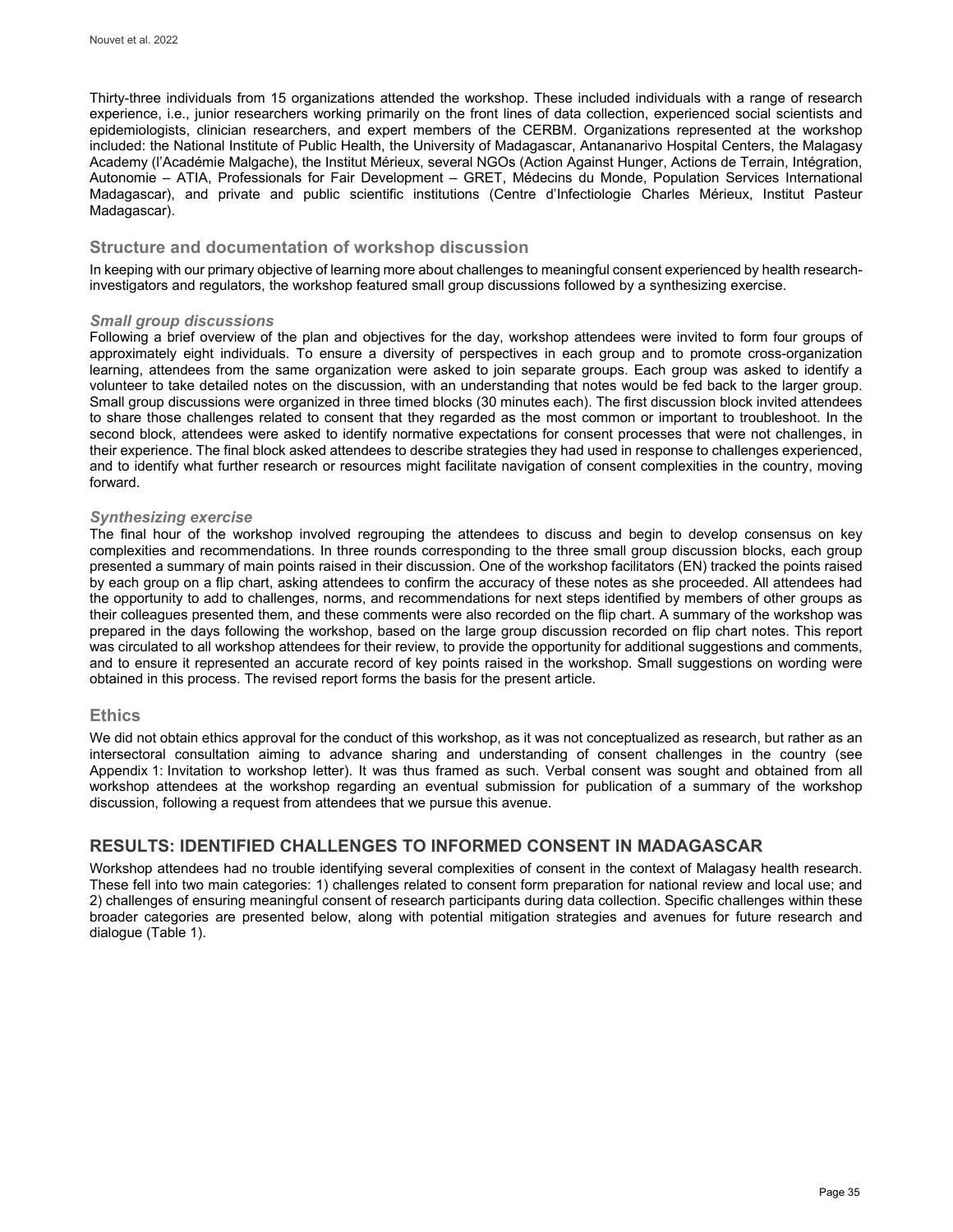Thirty-three individuals from 15 organizations attended the workshop. These included individuals with a range of research experience, i.e., junior researchers working primarily on the front lines of data collection, experienced social scientists and epidemiologists, clinician researchers, and expert members of the CERBM. Organizations represented at the workshop included: the National Institute of Public Health, the University of Madagascar, Antananarivo Hospital Centers, the Malagasy Academy (l'Académie Malgache), the Institut Mérieux, several NGOs (Action Against Hunger, Actions de Terrain, Intégration, Autonomie – ATIA, Professionals for Fair Development – GRET, Médecins du Monde, Population Services International Madagascar), and private and public scientific institutions (Centre d'Infectiologie Charles Mérieux, Institut Pasteur Madagascar).

## Structure and documentation of workshop discussion

In keeping with our primary objective of learning more about challenges to meaningful consent experienced by health research-investigators and regulators, the workshop featured small group discussions followed by a synthesizing exercise.

### *Small group discussions*

Following a brief overview of the plan and objectives for the day, workshop attendees were invited to form four groups of approximately eight individuals. To ensure a diversity of perspectives in each group and to promote cross-organization learning, attendees from the same organization were asked to join separate groups. Each group was asked to identify a volunteer to take detailed notes on the discussion, with an understanding that notes would be fed back to the larger group. Small group discussions were organized in three timed blocks (30 minutes each). The first discussion block invited attendees to share those challenges related to consent that they regarded as the most common or important to troubleshoot. In the second block, attendees were asked to identify normative expectations for consent processes that were not challenges, in their experience. The final block asked attendees to describe strategies they had used in response to challenges experienced, and to identify what further research or resources might facilitate navigation of consent complexities in the country, moving forward.

### *Synthesizing exercise*

The final hour of the workshop involved regrouping the attendees to discuss and begin to develop consensus on key complexities and recommendations. In three rounds corresponding to the three small group discussion blocks, each group presented a summary of main points raised in their discussion. One of the workshop facilitators (EN) tracked the points raised by each group on a flip chart, asking attendees to confirm the accuracy of these notes as she proceeded. All attendees had the opportunity to add to challenges, norms, and recommendations for next steps identified by members of other groups as their colleagues presented them, and these comments were also recorded on the flip chart. A summary of the workshop was prepared in the days following the workshop, based on the large group discussion recorded on flip chart notes. This report was circulated to all workshop attendees for their review, to provide the opportunity for additional suggestions and comments, and to ensure it represented an accurate record of key points raised in the workshop. Small suggestions on wording were obtained in this process. The revised report forms the basis for the present article.

## Ethics

We did not obtain ethics approval for the conduct of this workshop, as it was not conceptualized as research, but rather as an intersectoral consultation aiming to advance sharing and understanding of consent challenges in the country (see Appendix 1: Invitation to workshop letter). It was thus framed as such. Verbal consent was sought and obtained from all workshop attendees at the workshop regarding an eventual submission for publication of a summary of the workshop discussion, following a request from attendees that we pursue this avenue.

# RESULTS: IDENTIFIED CHALLENGES TO INFORMED CONSENT IN MADAGASCAR

Workshop attendees had no trouble identifying several complexities of consent in the context of Malagasy health research. These fell into two main categories: 1) challenges related to consent form preparation for national review and local use; and 2) challenges of ensuring meaningful consent of research participants during data collection. Specific challenges within these broader categories are presented below, along with potential mitigation strategies and avenues for future research and dialogue (Table 1).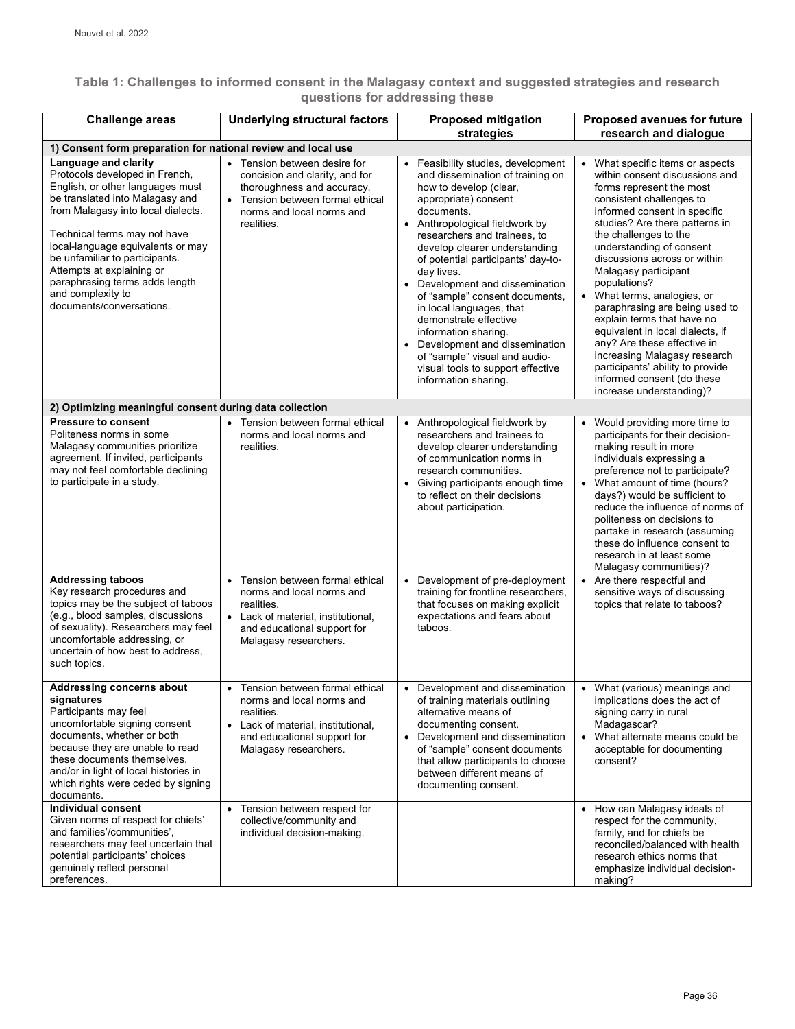### Table 1: Challenges to informed consent in the Malagasy context and suggested strategies and research questions for addressing these

| Challenge areas | Underlying structural factors | Proposed mitigation strategies | Proposed avenues for future research and dialogue |
|---|---|---|---|
| **1) Consent form preparation for national review and local use** | | | |
| **Language and clarity** Protocols developed in French, English, or other languages must be translated into Malagasy and from Malagasy into local dialects. Technical terms may not have local-language equivalents or may be unfamiliar to participants. Attempts at explaining or paraphrasing terms adds length and complexity to documents/conversations. | • Tension between desire for concision and clarity, and for thoroughness and accuracy. • Tension between formal ethical norms and local norms and realities. | • Feasibility studies, development and dissemination of training on how to develop (clear, appropriate) consent documents. • Anthropological fieldwork by researchers and trainees, to develop clearer understanding of potential participants' day-to-day lives. • Development and dissemination of "sample" consent documents, in local languages, that demonstrate effective information sharing. • Development and dissemination of "sample" visual and audio-visual tools to support effective information sharing. | • What specific items or aspects within consent discussions and forms represent the most consistent challenges to informed consent in specific studies? Are there patterns in the challenges to the understanding of consent discussions across or within Malagasy participant populations? • What terms, analogies, or paraphrasing are being used to explain terms that have no equivalent in local dialects, if any? Are these effective in increasing Malagasy research participants' ability to provide informed consent (do these increase understanding)? |
| **2) Optimizing meaningful consent during data collection** | | | |
| **Pressure to consent** Politeness norms in some Malagasy communities prioritize agreement. If invited, participants may not feel comfortable declining to participate in a study. | • Tension between formal ethical norms and local norms and realities. | • Anthropological fieldwork by researchers and trainees to develop clearer understanding of communication norms in research communities. • Giving participants enough time to reflect on their decisions about participation. | • Would providing more time to participants for their decision-making result in more individuals expressing a preference not to participate? • What amount of time (hours? days?) would be sufficient to reduce the influence of norms of politeness on decisions to partake in research (assuming these do influence consent to research in at least some Malagasy communities)? |
| **Addressing taboos** Key research procedures and topics may be the subject of taboos (e.g., blood samples, discussions of sexuality). Researchers may feel uncomfortable addressing, or uncertain of how best to address, such topics. | • Tension between formal ethical norms and local norms and realities. • Lack of material, institutional, and educational support for Malagasy researchers. | • Development of pre-deployment training for frontline researchers, that focuses on making explicit expectations and fears about taboos. | • Are there respectful and sensitive ways of discussing topics that relate to taboos? |
| **Addressing concerns about signatures** Participants may feel uncomfortable signing consent documents, whether or both because they are unable to read these documents themselves, and/or in light of local histories in which rights were ceded by signing documents. | • Tension between formal ethical norms and local norms and realities. • Lack of material, institutional, and educational support for Malagasy researchers. | • Development and dissemination of training materials outlining alternative means of documenting consent. • Development and dissemination of "sample" consent documents that allow participants to choose between different means of documenting consent. | • What (various) meanings and implications does the act of signing carry in rural Madagascar? • What alternate means could be acceptable for documenting consent? |
| **Individual consent** Given norms of respect for chiefs' and families'/communities', researchers may feel uncertain that potential participants' choices genuinely reflect personal preferences. | • Tension between respect for collective/community and individual decision-making. | | • How can Malagasy ideals of respect for the community, family, and for chiefs be reconciled/balanced with health research ethics norms that emphasize individual decision-making? |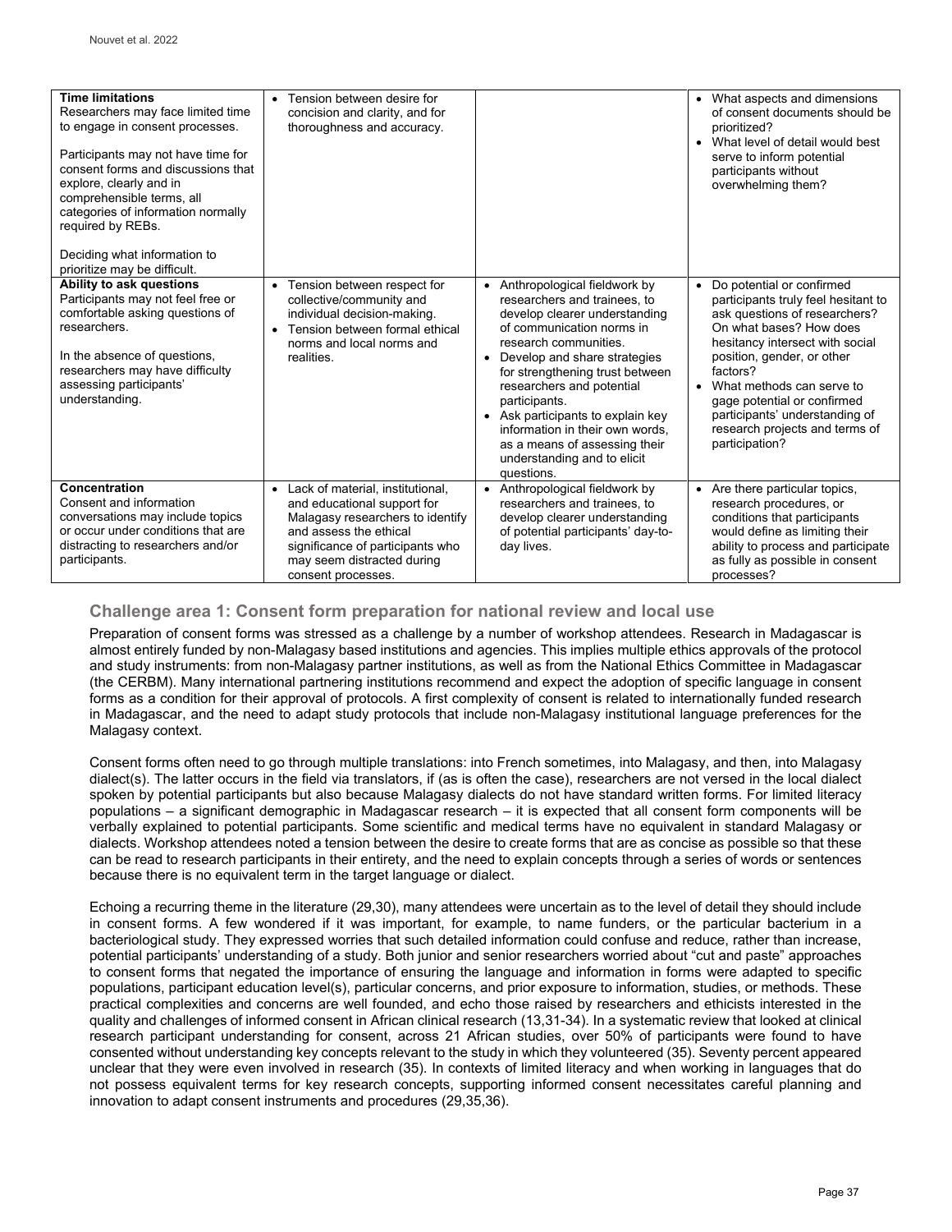| Time limitations<br>Researchers may face limited time to engage in consent processes.<br><br>Participants may not have time for consent forms and discussions that explore, clearly and in comprehensible terms, all categories of information normally required by REBs.<br><br>Deciding what information to prioritize may be difficult. | • Tension between desire for concision and clarity, and for thoroughness and accuracy. | | • What aspects and dimensions of consent documents should be prioritized?<br>• What level of detail would best serve to inform potential participants without overwhelming them? |
|---|---|---|---|
| **Ability to ask questions**<br>Participants may not feel free or comfortable asking questions of researchers.<br><br>In the absence of questions, researchers may have difficulty assessing participants' understanding. | • Tension between respect for collective/community and individual decision-making.<br>• Tension between formal ethical norms and local norms and realities. | • Anthropological fieldwork by researchers and trainees, to develop clearer understanding of communication norms in research communities.<br>• Develop and share strategies for strengthening trust between researchers and potential participants.<br>• Ask participants to explain key information in their own words, as a means of assessing their understanding and to elicit questions. | • Do potential or confirmed participants truly feel hesitant to ask questions of researchers? On what bases? How does hesitancy intersect with social position, gender, or other factors?<br>• What methods can serve to gage potential or confirmed participants' understanding of research projects and terms of participation? |
| **Concentration**<br>Consent and information conversations may include topics or occur under conditions that are distracting to researchers and/or participants. | • Lack of material, institutional, and educational support for Malagasy researchers to identify and assess the ethical significance of participants who may seem distracted during consent processes. | • Anthropological fieldwork by researchers and trainees, to develop clearer understanding of potential participants' day-to-day lives. | • Are there particular topics, research procedures, or conditions that participants would define as limiting their ability to process and participate as fully as possible in consent processes? |

## Challenge area 1: Consent form preparation for national review and local use

Preparation of consent forms was stressed as a challenge by a number of workshop attendees. Research in Madagascar is almost entirely funded by non-Malagasy based institutions and agencies. This implies multiple ethics approvals of the protocol and study instruments: from non-Malagasy partner institutions, as well as from the National Ethics Committee in Madagascar (the CERBM). Many international partnering institutions recommend and expect the adoption of specific language in consent forms as a condition for their approval of protocols. A first complexity of consent is related to internationally funded research in Madagascar, and the need to adapt study protocols that include non-Malagasy institutional language preferences for the Malagasy context.

Consent forms often need to go through multiple translations: into French sometimes, into Malagasy, and then, into Malagasy dialect(s). The latter occurs in the field via translators, if (as is often the case), researchers are not versed in the local dialect spoken by potential participants but also because Malagasy dialects do not have standard written forms. For limited literacy populations – a significant demographic in Madagascar research – it is expected that all consent form components will be verbally explained to potential participants. Some scientific and medical terms have no equivalent in standard Malagasy or dialects. Workshop attendees noted a tension between the desire to create forms that are as concise as possible so that these can be read to research participants in their entirety, and the need to explain concepts through a series of words or sentences because there is no equivalent term in the target language or dialect.

Echoing a recurring theme in the literature (29,30), many attendees were uncertain as to the level of detail they should include in consent forms. A few wondered if it was important, for example, to name funders, or the particular bacterium in a bacteriological study. They expressed worries that such detailed information could confuse and reduce, rather than increase, potential participants' understanding of a study. Both junior and senior researchers worried about "cut and paste" approaches to consent forms that negated the importance of ensuring the language and information in forms were adapted to specific populations, participant education level(s), particular concerns, and prior exposure to information, studies, or methods. These practical complexities and concerns are well founded, and echo those raised by researchers and ethicists interested in the quality and challenges of informed consent in African clinical research (13,31-34). In a systematic review that looked at clinical research participant understanding for consent, across 21 African studies, over 50% of participants were found to have consented without understanding key concepts relevant to the study in which they volunteered (35). Seventy percent appeared unclear that they were even involved in research (35). In contexts of limited literacy and when working in languages that do not possess equivalent terms for key research concepts, supporting informed consent necessitates careful planning and innovation to adapt consent instruments and procedures (29,35,36).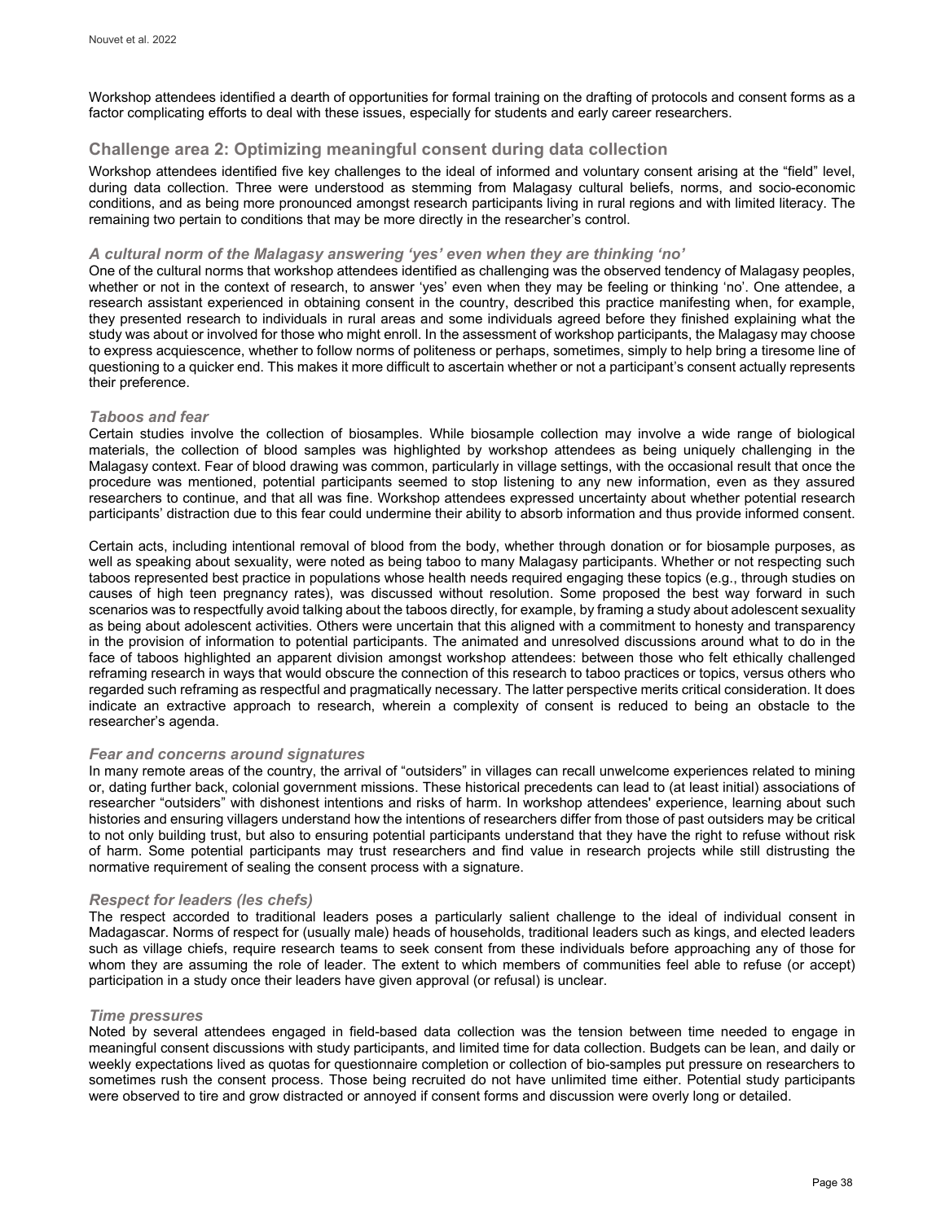Workshop attendees identified a dearth of opportunities for formal training on the drafting of protocols and consent forms as a factor complicating efforts to deal with these issues, especially for students and early career researchers.

## Challenge area 2: Optimizing meaningful consent during data collection

Workshop attendees identified five key challenges to the ideal of informed and voluntary consent arising at the “field” level, during data collection. Three were understood as stemming from Malagasy cultural beliefs, norms, and socio-economic conditions, and as being more pronounced amongst research participants living in rural regions and with limited literacy. The remaining two pertain to conditions that may be more directly in the researcher’s control.

### *A cultural norm of the Malagasy answering ‘yes’ even when they are thinking ‘no’*

One of the cultural norms that workshop attendees identified as challenging was the observed tendency of Malagasy peoples, whether or not in the context of research, to answer ‘yes’ even when they may be feeling or thinking ‘no’. One attendee, a research assistant experienced in obtaining consent in the country, described this practice manifesting when, for example, they presented research to individuals in rural areas and some individuals agreed before they finished explaining what the study was about or involved for those who might enroll. In the assessment of workshop participants, the Malagasy may choose to express acquiescence, whether to follow norms of politeness or perhaps, sometimes, simply to help bring a tiresome line of questioning to a quicker end. This makes it more difficult to ascertain whether or not a participant’s consent actually represents their preference.

### *Taboos and fear*

Certain studies involve the collection of biosamples. While biosample collection may involve a wide range of biological materials, the collection of blood samples was highlighted by workshop attendees as being uniquely challenging in the Malagasy context. Fear of blood drawing was common, particularly in village settings, with the occasional result that once the procedure was mentioned, potential participants seemed to stop listening to any new information, even as they assured researchers to continue, and that all was fine. Workshop attendees expressed uncertainty about whether potential research participants’ distraction due to this fear could undermine their ability to absorb information and thus provide informed consent.

Certain acts, including intentional removal of blood from the body, whether through donation or for biosample purposes, as well as speaking about sexuality, were noted as being taboo to many Malagasy participants. Whether or not respecting such taboos represented best practice in populations whose health needs required engaging these topics (e.g., through studies on causes of high teen pregnancy rates), was discussed without resolution. Some proposed the best way forward in such scenarios was to respectfully avoid talking about the taboos directly, for example, by framing a study about adolescent sexuality as being about adolescent activities. Others were uncertain that this aligned with a commitment to honesty and transparency in the provision of information to potential participants. The animated and unresolved discussions around what to do in the face of taboos highlighted an apparent division amongst workshop attendees: between those who felt ethically challenged reframing research in ways that would obscure the connection of this research to taboo practices or topics, versus others who regarded such reframing as respectful and pragmatically necessary. The latter perspective merits critical consideration. It does indicate an extractive approach to research, wherein a complexity of consent is reduced to being an obstacle to the researcher’s agenda.

### *Fear and concerns around signatures*

In many remote areas of the country, the arrival of “outsiders” in villages can recall unwelcome experiences related to mining or, dating further back, colonial government missions. These historical precedents can lead to (at least initial) associations of researcher “outsiders” with dishonest intentions and risks of harm. In workshop attendees' experience, learning about such histories and ensuring villagers understand how the intentions of researchers differ from those of past outsiders may be critical to not only building trust, but also to ensuring potential participants understand that they have the right to refuse without risk of harm. Some potential participants may trust researchers and find value in research projects while still distrusting the normative requirement of sealing the consent process with a signature.

### *Respect for leaders (les chefs)*

The respect accorded to traditional leaders poses a particularly salient challenge to the ideal of individual consent in Madagascar. Norms of respect for (usually male) heads of households, traditional leaders such as kings, and elected leaders such as village chiefs, require research teams to seek consent from these individuals before approaching any of those for whom they are assuming the role of leader. The extent to which members of communities feel able to refuse (or accept) participation in a study once their leaders have given approval (or refusal) is unclear.

### *Time pressures*

Noted by several attendees engaged in field-based data collection was the tension between time needed to engage in meaningful consent discussions with study participants, and limited time for data collection. Budgets can be lean, and daily or weekly expectations lived as quotas for questionnaire completion or collection of bio-samples put pressure on researchers to sometimes rush the consent process. Those being recruited do not have unlimited time either. Potential study participants were observed to tire and grow distracted or annoyed if consent forms and discussion were overly long or detailed.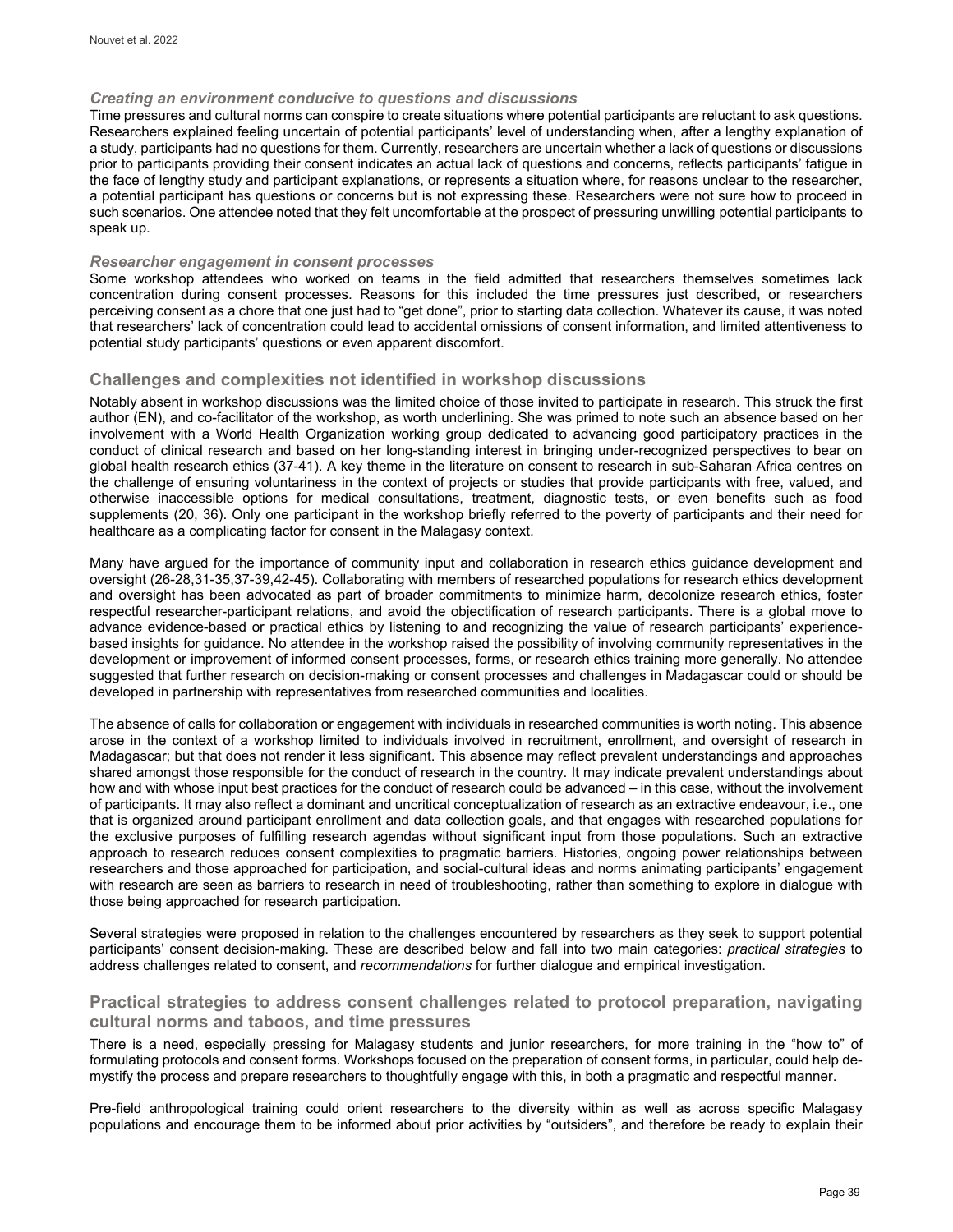### *Creating an environment conducive to questions and discussions*

Time pressures and cultural norms can conspire to create situations where potential participants are reluctant to ask questions. Researchers explained feeling uncertain of potential participants' level of understanding when, after a lengthy explanation of a study, participants had no questions for them. Currently, researchers are uncertain whether a lack of questions or discussions prior to participants providing their consent indicates an actual lack of questions and concerns, reflects participants' fatigue in the face of lengthy study and participant explanations, or represents a situation where, for reasons unclear to the researcher, a potential participant has questions or concerns but is not expressing these. Researchers were not sure how to proceed in such scenarios. One attendee noted that they felt uncomfortable at the prospect of pressuring unwilling potential participants to speak up.

### *Researcher engagement in consent processes*

Some workshop attendees who worked on teams in the field admitted that researchers themselves sometimes lack concentration during consent processes. Reasons for this included the time pressures just described, or researchers perceiving consent as a chore that one just had to "get done", prior to starting data collection. Whatever its cause, it was noted that researchers' lack of concentration could lead to accidental omissions of consent information, and limited attentiveness to potential study participants' questions or even apparent discomfort.

## Challenges and complexities not identified in workshop discussions

Notably absent in workshop discussions was the limited choice of those invited to participate in research. This struck the first author (EN), and co-facilitator of the workshop, as worth underlining. She was primed to note such an absence based on her involvement with a World Health Organization working group dedicated to advancing good participatory practices in the conduct of clinical research and based on her long-standing interest in bringing under-recognized perspectives to bear on global health research ethics (37-41). A key theme in the literature on consent to research in sub-Saharan Africa centres on the challenge of ensuring voluntariness in the context of projects or studies that provide participants with free, valued, and otherwise inaccessible options for medical consultations, treatment, diagnostic tests, or even benefits such as food supplements (20, 36). Only one participant in the workshop briefly referred to the poverty of participants and their need for healthcare as a complicating factor for consent in the Malagasy context.

Many have argued for the importance of community input and collaboration in research ethics guidance development and oversight (26-28,31-35,37-39,42-45). Collaborating with members of researched populations for research ethics development and oversight has been advocated as part of broader commitments to minimize harm, decolonize research ethics, foster respectful researcher-participant relations, and avoid the objectification of research participants. There is a global move to advance evidence-based or practical ethics by listening to and recognizing the value of research participants' experience-based insights for guidance. No attendee in the workshop raised the possibility of involving community representatives in the development or improvement of informed consent processes, forms, or research ethics training more generally. No attendee suggested that further research on decision-making or consent processes and challenges in Madagascar could or should be developed in partnership with representatives from researched communities and localities.

The absence of calls for collaboration or engagement with individuals in researched communities is worth noting. This absence arose in the context of a workshop limited to individuals involved in recruitment, enrollment, and oversight of research in Madagascar; but that does not render it less significant. This absence may reflect prevalent understandings and approaches shared amongst those responsible for the conduct of research in the country. It may indicate prevalent understandings about how and with whose input best practices for the conduct of research could be advanced – in this case, without the involvement of participants. It may also reflect a dominant and uncritical conceptualization of research as an extractive endeavour, i.e., one that is organized around participant enrollment and data collection goals, and that engages with researched populations for the exclusive purposes of fulfilling research agendas without significant input from those populations. Such an extractive approach to research reduces consent complexities to pragmatic barriers. Histories, ongoing power relationships between researchers and those approached for participation, and social-cultural ideas and norms animating participants' engagement with research are seen as barriers to research in need of troubleshooting, rather than something to explore in dialogue with those being approached for research participation.

Several strategies were proposed in relation to the challenges encountered by researchers as they seek to support potential participants' consent decision-making. These are described below and fall into two main categories: *practical strategies* to address challenges related to consent, and *recommendations* for further dialogue and empirical investigation.

## Practical strategies to address consent challenges related to protocol preparation, navigating cultural norms and taboos, and time pressures

There is a need, especially pressing for Malagasy students and junior researchers, for more training in the "how to" of formulating protocols and consent forms. Workshops focused on the preparation of consent forms, in particular, could help de-mystify the process and prepare researchers to thoughtfully engage with this, in both a pragmatic and respectful manner.

Pre-field anthropological training could orient researchers to the diversity within as well as across specific Malagasy populations and encourage them to be informed about prior activities by "outsiders", and therefore be ready to explain their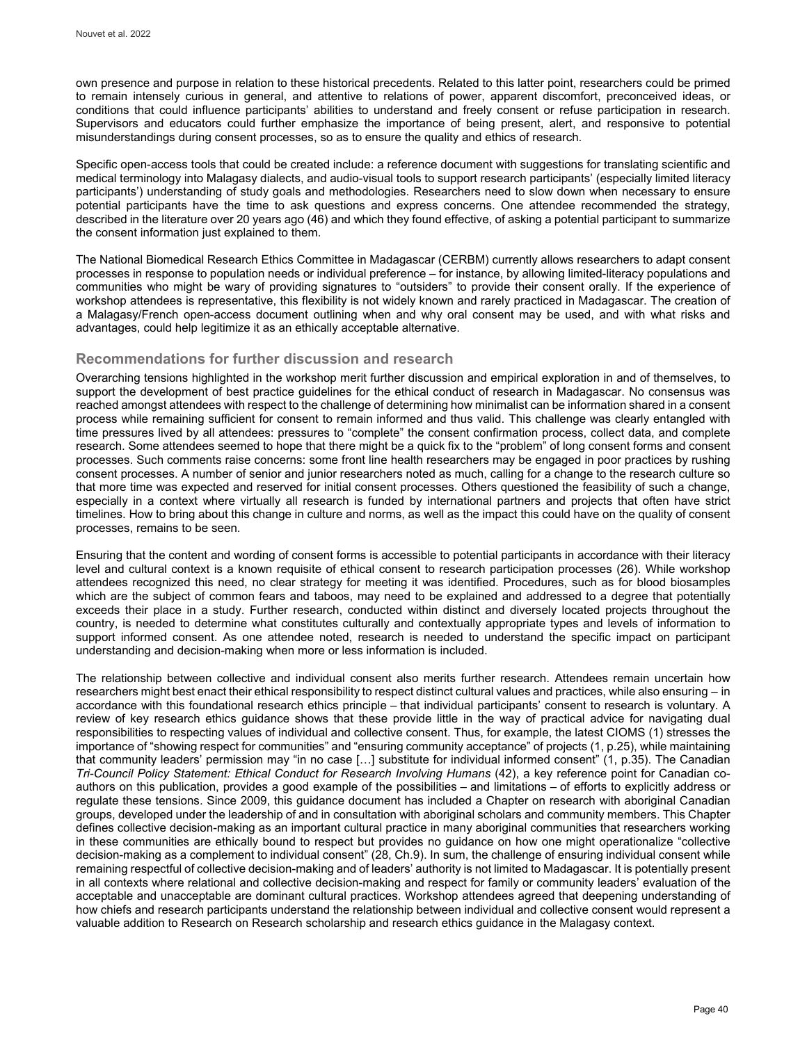own presence and purpose in relation to these historical precedents. Related to this latter point, researchers could be primed to remain intensely curious in general, and attentive to relations of power, apparent discomfort, preconceived ideas, or conditions that could influence participants' abilities to understand and freely consent or refuse participation in research. Supervisors and educators could further emphasize the importance of being present, alert, and responsive to potential misunderstandings during consent processes, so as to ensure the quality and ethics of research.

Specific open-access tools that could be created include: a reference document with suggestions for translating scientific and medical terminology into Malagasy dialects, and audio-visual tools to support research participants' (especially limited literacy participants') understanding of study goals and methodologies. Researchers need to slow down when necessary to ensure potential participants have the time to ask questions and express concerns. One attendee recommended the strategy, described in the literature over 20 years ago (46) and which they found effective, of asking a potential participant to summarize the consent information just explained to them.

The National Biomedical Research Ethics Committee in Madagascar (CERBM) currently allows researchers to adapt consent processes in response to population needs or individual preference – for instance, by allowing limited-literacy populations and communities who might be wary of providing signatures to "outsiders" to provide their consent orally. If the experience of workshop attendees is representative, this flexibility is not widely known and rarely practiced in Madagascar. The creation of a Malagasy/French open-access document outlining when and why oral consent may be used, and with what risks and advantages, could help legitimize it as an ethically acceptable alternative.

## Recommendations for further discussion and research

Overarching tensions highlighted in the workshop merit further discussion and empirical exploration in and of themselves, to support the development of best practice guidelines for the ethical conduct of research in Madagascar. No consensus was reached amongst attendees with respect to the challenge of determining how minimalist can be information shared in a consent process while remaining sufficient for consent to remain informed and thus valid. This challenge was clearly entangled with time pressures lived by all attendees: pressures to "complete" the consent confirmation process, collect data, and complete research. Some attendees seemed to hope that there might be a quick fix to the "problem" of long consent forms and consent processes. Such comments raise concerns: some front line health researchers may be engaged in poor practices by rushing consent processes. A number of senior and junior researchers noted as much, calling for a change to the research culture so that more time was expected and reserved for initial consent processes. Others questioned the feasibility of such a change, especially in a context where virtually all research is funded by international partners and projects that often have strict timelines. How to bring about this change in culture and norms, as well as the impact this could have on the quality of consent processes, remains to be seen.

Ensuring that the content and wording of consent forms is accessible to potential participants in accordance with their literacy level and cultural context is a known requisite of ethical consent to research participation processes (26). While workshop attendees recognized this need, no clear strategy for meeting it was identified. Procedures, such as for blood biosamples which are the subject of common fears and taboos, may need to be explained and addressed to a degree that potentially exceeds their place in a study. Further research, conducted within distinct and diversely located projects throughout the country, is needed to determine what constitutes culturally and contextually appropriate types and levels of information to support informed consent. As one attendee noted, research is needed to understand the specific impact on participant understanding and decision-making when more or less information is included.

The relationship between collective and individual consent also merits further research. Attendees remain uncertain how researchers might best enact their ethical responsibility to respect distinct cultural values and practices, while also ensuring – in accordance with this foundational research ethics principle – that individual participants' consent to research is voluntary. A review of key research ethics guidance shows that these provide little in the way of practical advice for navigating dual responsibilities to respecting values of individual and collective consent. Thus, for example, the latest CIOMS (1) stresses the importance of "showing respect for communities" and "ensuring community acceptance" of projects (1, p.25), while maintaining that community leaders' permission may "in no case […] substitute for individual informed consent" (1, p.35). The Canadian *Tri-Council Policy Statement: Ethical Conduct for Research Involving Humans* (42), a key reference point for Canadian co-authors on this publication, provides a good example of the possibilities – and limitations – of efforts to explicitly address or regulate these tensions. Since 2009, this guidance document has included a Chapter on research with aboriginal Canadian groups, developed under the leadership of and in consultation with aboriginal scholars and community members. This Chapter defines collective decision-making as an important cultural practice in many aboriginal communities that researchers working in these communities are ethically bound to respect but provides no guidance on how one might operationalize "collective decision-making as a complement to individual consent" (28, Ch.9). In sum, the challenge of ensuring individual consent while remaining respectful of collective decision-making and of leaders' authority is not limited to Madagascar. It is potentially present in all contexts where relational and collective decision-making and respect for family or community leaders' evaluation of the acceptable and unacceptable are dominant cultural practices. Workshop attendees agreed that deepening understanding of how chiefs and research participants understand the relationship between individual and collective consent would represent a valuable addition to Research on Research scholarship and research ethics guidance in the Malagasy context.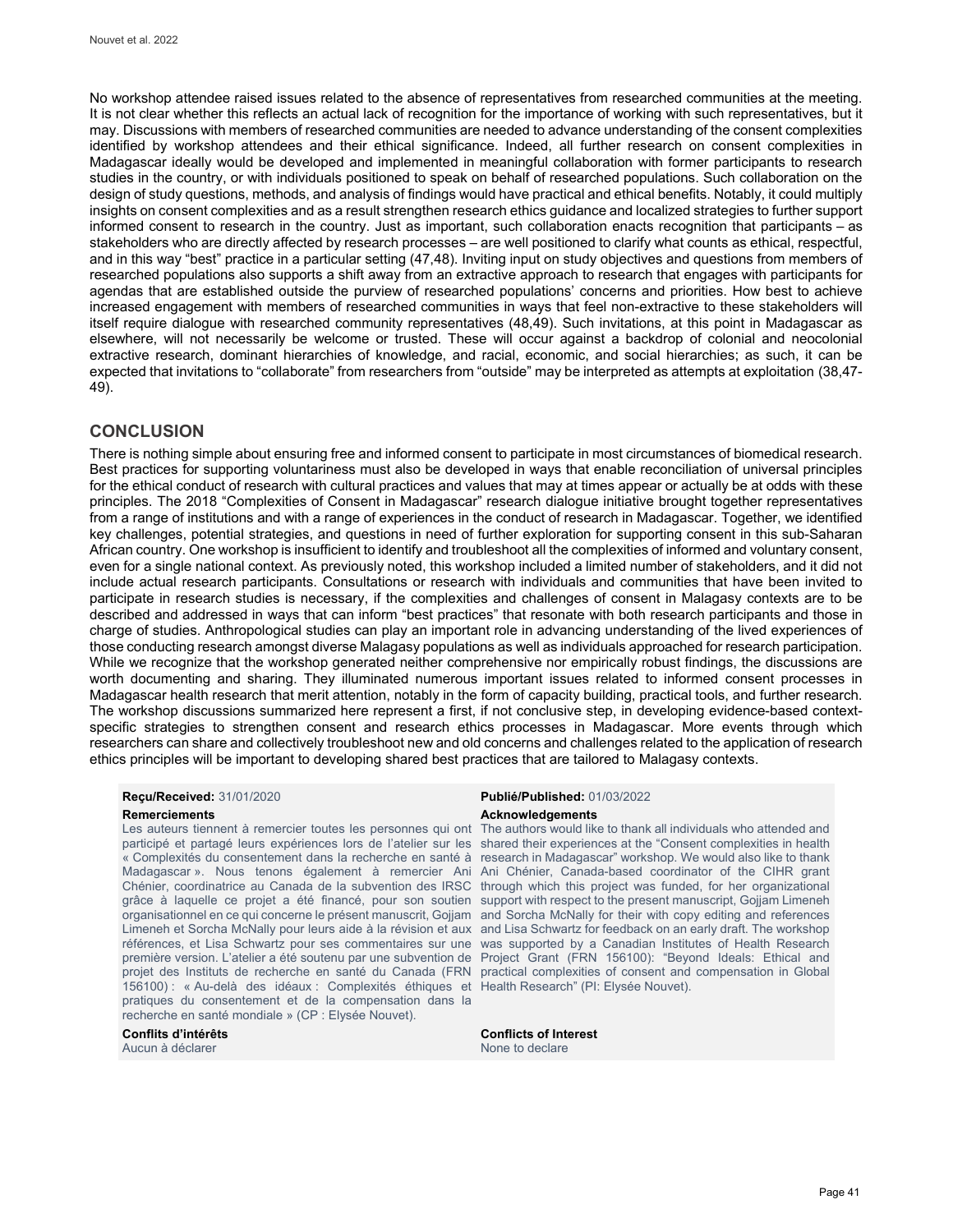No workshop attendee raised issues related to the absence of representatives from researched communities at the meeting. It is not clear whether this reflects an actual lack of recognition for the importance of working with such representatives, but it may. Discussions with members of researched communities are needed to advance understanding of the consent complexities identified by workshop attendees and their ethical significance. Indeed, all further research on consent complexities in Madagascar ideally would be developed and implemented in meaningful collaboration with former participants to research studies in the country, or with individuals positioned to speak on behalf of researched populations. Such collaboration on the design of study questions, methods, and analysis of findings would have practical and ethical benefits. Notably, it could multiply insights on consent complexities and as a result strengthen research ethics guidance and localized strategies to further support informed consent to research in the country. Just as important, such collaboration enacts recognition that participants – as stakeholders who are directly affected by research processes – are well positioned to clarify what counts as ethical, respectful, and in this way "best" practice in a particular setting (47,48). Inviting input on study objectives and questions from members of researched populations also supports a shift away from an extractive approach to research that engages with participants for agendas that are established outside the purview of researched populations' concerns and priorities. How best to achieve increased engagement with members of researched communities in ways that feel non-extractive to these stakeholders will itself require dialogue with researched community representatives (48,49). Such invitations, at this point in Madagascar as elsewhere, will not necessarily be welcome or trusted. These will occur against a backdrop of colonial and neocolonial extractive research, dominant hierarchies of knowledge, and racial, economic, and social hierarchies; as such, it can be expected that invitations to "collaborate" from researchers from "outside" may be interpreted as attempts at exploitation (38,47-49).

## CONCLUSION

There is nothing simple about ensuring free and informed consent to participate in most circumstances of biomedical research. Best practices for supporting voluntariness must also be developed in ways that enable reconciliation of universal principles for the ethical conduct of research with cultural practices and values that may at times appear or actually be at odds with these principles. The 2018 "Complexities of Consent in Madagascar" research dialogue initiative brought together representatives from a range of institutions and with a range of experiences in the conduct of research in Madagascar. Together, we identified key challenges, potential strategies, and questions in need of further exploration for supporting consent in this sub-Saharan African country. One workshop is insufficient to identify and troubleshoot all the complexities of informed and voluntary consent, even for a single national context. As previously noted, this workshop included a limited number of stakeholders, and it did not include actual research participants. Consultations or research with individuals and communities that have been invited to participate in research studies is necessary, if the complexities and challenges of consent in Malagasy contexts are to be described and addressed in ways that can inform "best practices" that resonate with both research participants and those in charge of studies. Anthropological studies can play an important role in advancing understanding of the lived experiences of those conducting research amongst diverse Malagasy populations as well as individuals approached for research participation. While we recognize that the workshop generated neither comprehensive nor empirically robust findings, the discussions are worth documenting and sharing. They illuminated numerous important issues related to informed consent processes in Madagascar health research that merit attention, notably in the form of capacity building, practical tools, and further research. The workshop discussions summarized here represent a first, if not conclusive step, in developing evidence-based context-specific strategies to strengthen consent and research ethics processes in Madagascar. More events through which researchers can share and collectively troubleshoot new and old concerns and challenges related to the application of research ethics principles will be important to developing shared best practices that are tailored to Malagasy contexts.

**Reçu/Received:** 31/01/2020

**Publié/Published:** 01/03/2022

**Remerciements**

Les auteurs tiennent à remercier toutes les personnes qui ont participé et partagé leurs expériences lors de l'atelier sur les « Complexités du consentement dans la recherche en santé à Madagascar ». Nous tenons également à remercier Ani Chénier, coordinatrice au Canada de la subvention des IRSC grâce à laquelle ce projet a été financé, pour son soutien organisationnel en ce qui concerne le présent manuscrit, Gojjam Limeneh et Sorcha McNally pour leurs aide à la révision et aux références, et Lisa Schwartz pour ses commentaires sur une première version. L'atelier a été soutenu par une subvention de projet des Instituts de recherche en santé du Canada (FRN 156100) : « Au-delà des idéaux : Complexités éthiques et pratiques du consentement et de la compensation dans la recherche en santé mondiale » (CP : Elysée Nouvet).

**Acknowledgements**

The authors would like to thank all individuals who attended and shared their experiences at the "Consent complexities in health research in Madagascar" workshop. We would also like to thank Ani Chénier, Canada-based coordinator of the CIHR grant through which this project was funded, for her organizational support with respect to the present manuscript, Gojjam Limeneh and Sorcha McNally for their with copy editing and references and Lisa Schwartz for feedback on an early draft. The workshop was supported by a Canadian Institutes of Health Research Project Grant (FRN 156100): "Beyond Ideals: Ethical and practical complexities of consent and compensation in Global Health Research" (PI: Elysée Nouvet).

**Conflits d'intérêts**

Aucun à déclarer

**Conflicts of Interest**

None to declare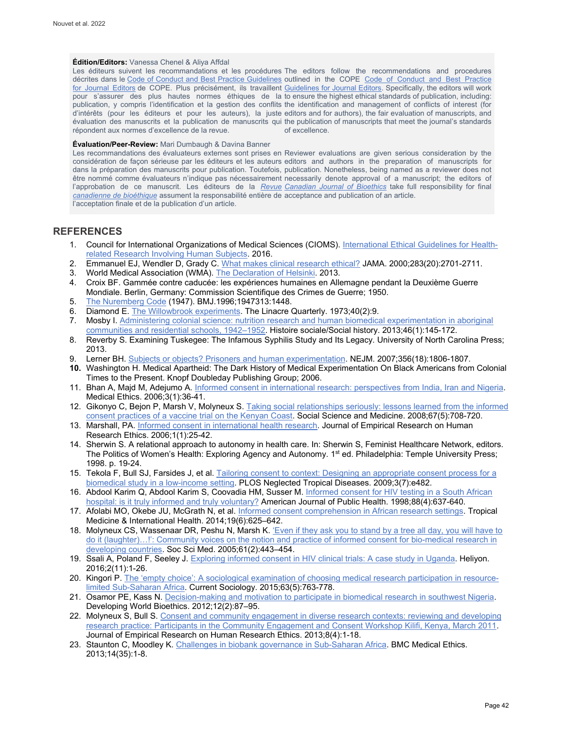**Édition/Editors:** Vanessa Chenel & Aliya Affdal

Les éditeurs suivent les recommandations et les procédures décrites dans le Code of Conduct and Best Practice Guidelines for Journal Editors de COPE. Plus précisément, ils travaillent pour s'assurer des plus hautes normes éthiques de la publication, y compris l'identification et la gestion des conflits d'intérêts (pour les éditeurs et pour les auteurs), la juste évaluation des manuscrits et la publication de manuscrits qui répondent aux normes d'excellence de la revue.

The editors follow the recommendations and procedures outlined in the COPE Code of Conduct and Best Practice Guidelines for Journal Editors. Specifically, the editors will work to ensure the highest ethical standards of publication, including: the identification and management of conflicts of interest (for editors and for authors), the fair evaluation of manuscripts, and the publication of manuscripts that meet the journal's standards of excellence.

**Évaluation/Peer-Review:** Mari Dumbaugh & Davina Banner

Les recommandations des évaluateurs externes sont prises en considération de façon sérieuse par les éditeurs et les auteurs dans la préparation des manuscrits pour publication. Toutefois, être nommé comme évaluateurs n'indique pas nécessairement l'approbation de ce manuscrit. Les éditeurs de la *Revue canadienne de bioéthique* assument la responsabilité entière de l'acceptation finale et de la publication d'un article.

Reviewer evaluations are given serious consideration by the editors and authors in the preparation of manuscripts for publication. Nonetheless, being named as a reviewer does not necessarily denote approval of a manuscript; the editors of *Canadian Journal of Bioethics* take full responsibility for final acceptance and publication of an article.

## REFERENCES

1. Council for International Organizations of Medical Sciences (CIOMS). International Ethical Guidelines for Health-related Research Involving Human Subjects. 2016.
2. Emmanuel EJ, Wendler D, Grady C. What makes clinical research ethical? JAMA. 2000;283(20):2701-2711.
3. World Medical Association (WMA). The Declaration of Helsinki. 2013.
4. Croix BF. Gammée contre caducée: les expériences humaines en Allemagne pendant la Deuxième Guerre Mondiale. Berlin, Germany: Commission Scientifique des Crimes de Guerre; 1950.
5. The Nuremberg Code (1947). BMJ.1996;1947313:1448.
6. Diamond E. The Willowbrook experiments. The Linacre Quarterly. 1973;40(2):9.
7. Mosby I. Administering colonial science: nutrition research and human biomedical experimentation in aboriginal communities and residential schools, 1942–1952. Histoire sociale/Social history. 2013;46(1):145-172.
8. Reverby S. Examining Tuskegee: The Infamous Syphilis Study and Its Legacy. University of North Carolina Press; 2013.
9. Lerner BH. Subjects or objects? Prisoners and human experimentation. NEJM. 2007;356(18):1806-1807.
10. Washington H. Medical Apartheid: The Dark History of Medical Experimentation On Black Americans from Colonial Times to the Present. Knopf Doubleday Publishing Group; 2006.
11. Bhan A, Majd M, Adejumo A. Informed consent in international research: perspectives from India, Iran and Nigeria. Medical Ethics. 2006;3(1):36-41.
12. Gikonyo C, Bejon P, Marsh V, Molyneux S. Taking social relationships seriously: lessons learned from the informed consent practices of a vaccine trial on the Kenyan Coast. Social Science and Medicine. 2008;67(5):708-720.
13. Marshall, PA. Informed consent in international health research. Journal of Empirical Research on Human Research Ethics. 2006;1(1):25-42.
14. Sherwin S. A relational approach to autonomy in health care. In: Sherwin S, Feminist Healthcare Network, editors. The Politics of Women's Health: Exploring Agency and Autonomy. 1st ed. Philadelphia: Temple University Press; 1998. p. 19-24.
15. Tekola F, Bull SJ, Farsides J, et al. Tailoring consent to context: Designing an appropriate consent process for a biomedical study in a low-income setting. PLOS Neglected Tropical Diseases. 2009;3(7):e482.
16. Abdool Karim Q, Abdool Karim S, Coovadia HM, Susser M. Informed consent for HIV testing in a South African hospital: is it truly informed and truly voluntary? American Journal of Public Health. 1998;88(4):637-640.
17. Afolabi MO, Okebe JU, McGrath N, et al. Informed consent comprehension in African research settings. Tropical Medicine & International Health. 2014;19(6):625–642.
18. Molyneux CS, Wassenaar DR, Peshu N, Marsh K. 'Even if they ask you to stand by a tree all day, you will have to do it (laughter)…!': Community voices on the notion and practice of informed consent for bio-medical research in developing countries. Soc Sci Med. 2005;61(2):443–454.
19. Ssali A, Poland F, Seeley J. Exploring informed consent in HIV clinical trials: A case study in Uganda. Heliyon. 2016;2(11):1-26.
20. Kingori P. The 'empty choice': A sociological examination of choosing medical research participation in resource-limited Sub-Saharan Africa. Current Sociology. 2015;63(5):763-778.
21. Osamor PE, Kass N. Decision-making and motivation to participate in biomedical research in southwest Nigeria. Developing World Bioethics. 2012;12(2):87–95.
22. Molyneux S, Bull S. Consent and community engagement in diverse research contexts: reviewing and developing research practice: Participants in the Community Engagement and Consent Workshop Kilifi, Kenya, March 2011. Journal of Empirical Research on Human Research Ethics. 2013;8(4):1-18.
23. Staunton C, Moodley K. Challenges in biobank governance in Sub-Saharan Africa. BMC Medical Ethics. 2013;14(35):1-8.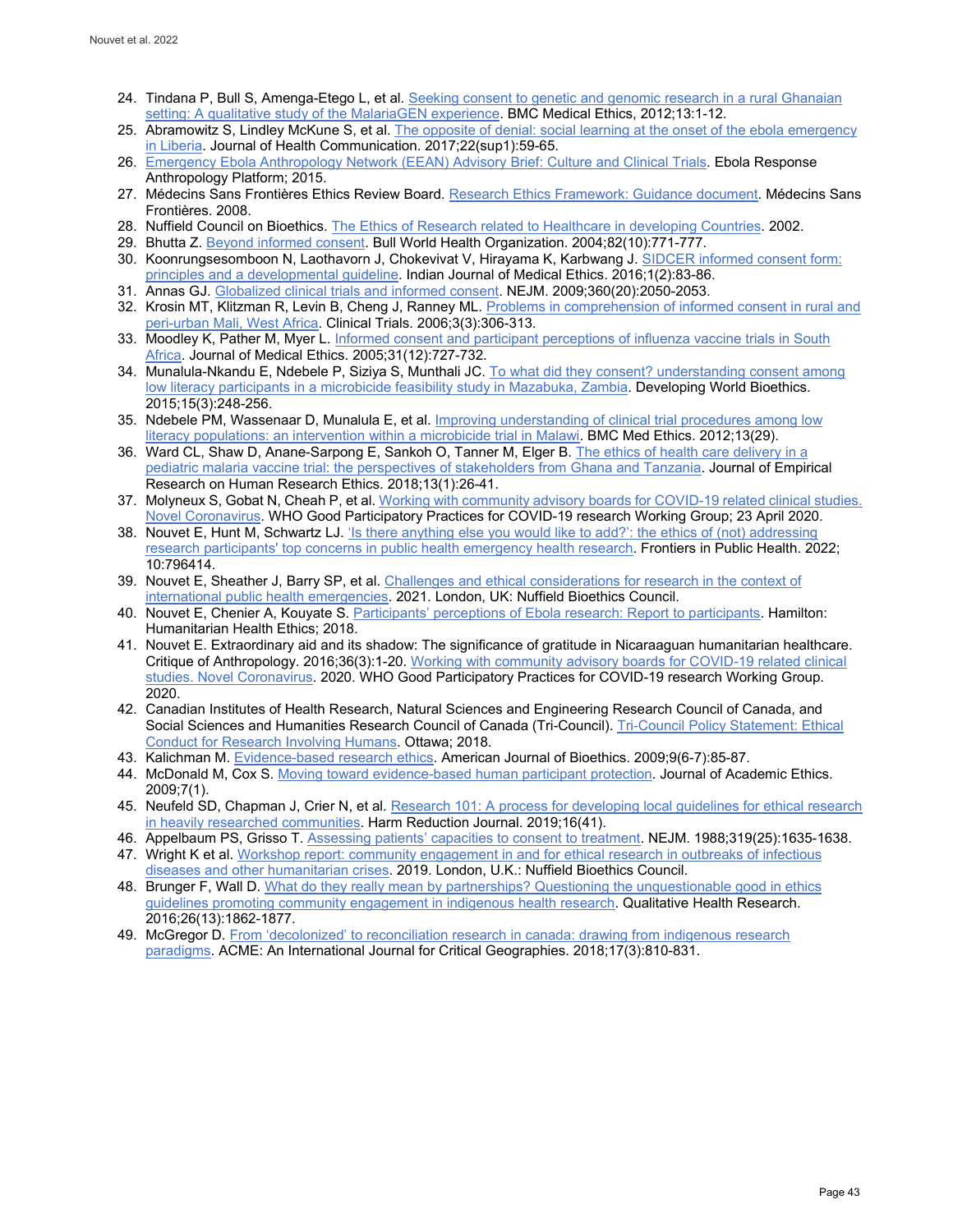24. Tindana P, Bull S, Amenga-Etego L, et al. Seeking consent to genetic and genomic research in a rural Ghanaian setting: A qualitative study of the MalariaGEN experience. BMC Medical Ethics, 2012;13:1-12.
25. Abramowitz S, Lindley McKune S, et al. The opposite of denial: social learning at the onset of the ebola emergency in Liberia. Journal of Health Communication. 2017;22(sup1):59-65.
26. Emergency Ebola Anthropology Network (EEAN) Advisory Brief: Culture and Clinical Trials. Ebola Response Anthropology Platform; 2015.
27. Médecins Sans Frontières Ethics Review Board. Research Ethics Framework: Guidance document. Médecins Sans Frontières. 2008.
28. Nuffield Council on Bioethics. The Ethics of Research related to Healthcare in developing Countries. 2002.
29. Bhutta Z. Beyond informed consent. Bull World Health Organization. 2004;82(10):771-777.
30. Koonrungsesomboon N, Laothavorn J, Chokevivat V, Hirayama K, Karbwang J. SIDCER informed consent form: principles and a developmental guideline. Indian Journal of Medical Ethics. 2016;1(2):83-86.
31. Annas GJ. Globalized clinical trials and informed consent. NEJM. 2009;360(20):2050-2053.
32. Krosin MT, Klitzman R, Levin B, Cheng J, Ranney ML. Problems in comprehension of informed consent in rural and peri-urban Mali, West Africa. Clinical Trials. 2006;3(3):306-313.
33. Moodley K, Pather M, Myer L. Informed consent and participant perceptions of influenza vaccine trials in South Africa. Journal of Medical Ethics. 2005;31(12):727-732.
34. Munalula-Nkandu E, Ndebele P, Siziya S, Munthali JC. To what did they consent? understanding consent among low literacy participants in a microbicide feasibility study in Mazabuka, Zambia. Developing World Bioethics. 2015;15(3):248-256.
35. Ndebele PM, Wassenaar D, Munalula E, et al. Improving understanding of clinical trial procedures among low literacy populations: an intervention within a microbicide trial in Malawi. BMC Med Ethics. 2012;13(29).
36. Ward CL, Shaw D, Anane-Sarpong E, Sankoh O, Tanner M, Elger B. The ethics of health care delivery in a pediatric malaria vaccine trial: the perspectives of stakeholders from Ghana and Tanzania. Journal of Empirical Research on Human Research Ethics. 2018;13(1):26-41.
37. Molyneux S, Gobat N, Cheah P, et al. Working with community advisory boards for COVID-19 related clinical studies. Novel Coronavirus. WHO Good Participatory Practices for COVID-19 research Working Group; 23 April 2020.
38. Nouvet E, Hunt M, Schwartz LJ. 'Is there anything else you would like to add?': the ethics of (not) addressing research participants' top concerns in public health emergency health research. Frontiers in Public Health. 2022; 10:796414.
39. Nouvet E, Sheather J, Barry SP, et al. Challenges and ethical considerations for research in the context of international public health emergencies. 2021. London, UK: Nuffield Bioethics Council.
40. Nouvet E, Chenier A, Kouyate S. Participants' perceptions of Ebola research: Report to participants. Hamilton: Humanitarian Health Ethics; 2018.
41. Nouvet E. Extraordinary aid and its shadow: The significance of gratitude in Nicaraaguan humanitarian healthcare. Critique of Anthropology. 2016;36(3):1-20. Working with community advisory boards for COVID-19 related clinical studies. Novel Coronavirus. 2020. WHO Good Participatory Practices for COVID-19 research Working Group. 2020.
42. Canadian Institutes of Health Research, Natural Sciences and Engineering Research Council of Canada, and Social Sciences and Humanities Research Council of Canada (Tri-Council). Tri-Council Policy Statement: Ethical Conduct for Research Involving Humans. Ottawa; 2018.
43. Kalichman M. Evidence-based research ethics. American Journal of Bioethics. 2009;9(6-7):85-87.
44. McDonald M, Cox S. Moving toward evidence-based human participant protection. Journal of Academic Ethics. 2009;7(1).
45. Neufeld SD, Chapman J, Crier N, et al. Research 101: A process for developing local guidelines for ethical research in heavily researched communities. Harm Reduction Journal. 2019;16(41).
46. Appelbaum PS, Grisso T. Assessing patients' capacities to consent to treatment. NEJM. 1988;319(25):1635-1638.
47. Wright K et al. Workshop report: community engagement in and for ethical research in outbreaks of infectious diseases and other humanitarian crises. 2019. London, U.K.: Nuffield Bioethics Council.
48. Brunger F, Wall D. What do they really mean by partnerships? Questioning the unquestionable good in ethics guidelines promoting community engagement in indigenous health research. Qualitative Health Research. 2016;26(13):1862-1877.
49. McGregor D. From 'decolonized' to reconciliation research in canada: drawing from indigenous research paradigms. ACME: An International Journal for Critical Geographies. 2018;17(3):810-831.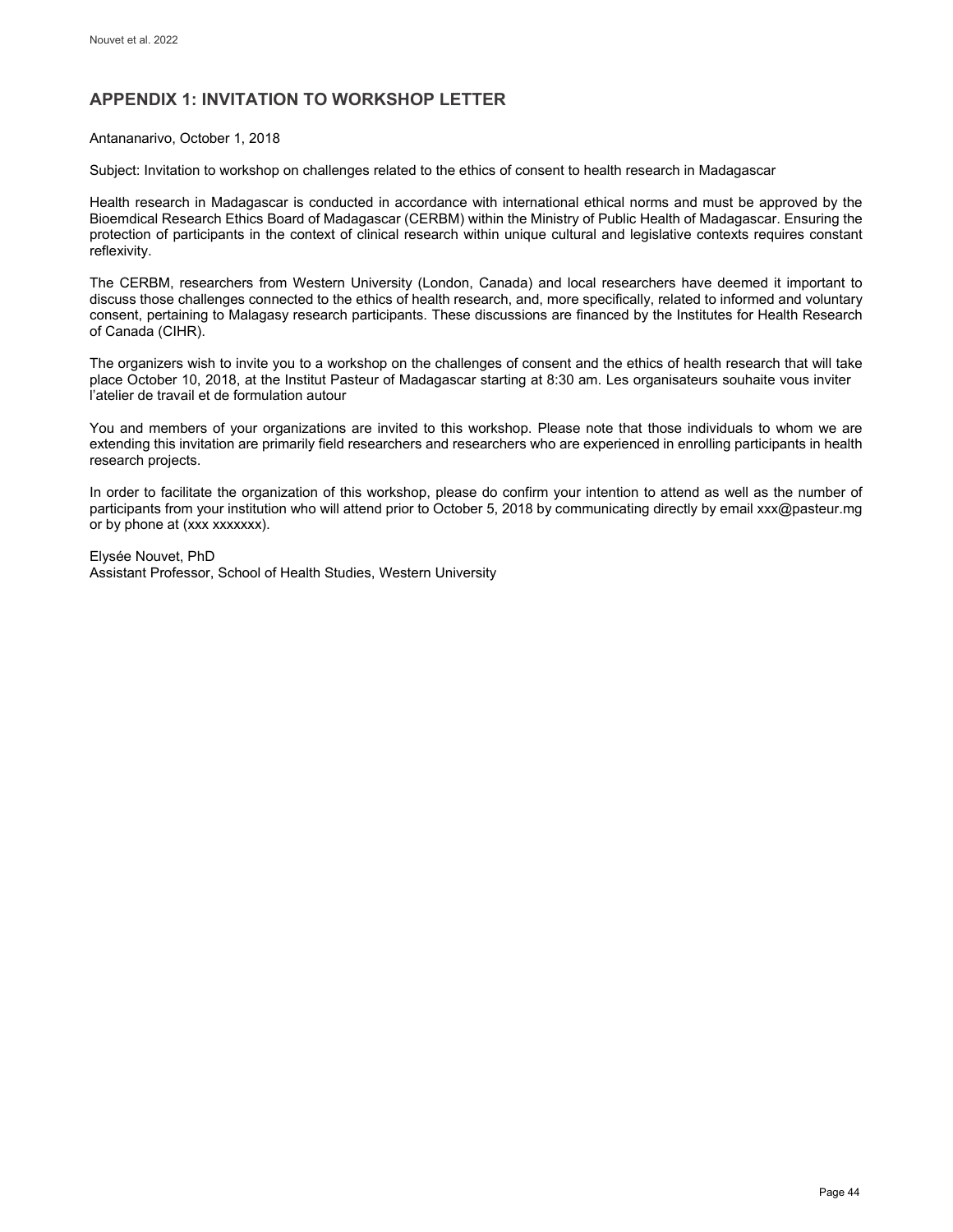## APPENDIX 1: INVITATION TO WORKSHOP LETTER

Antananarivo, October 1, 2018

Subject: Invitation to workshop on challenges related to the ethics of consent to health research in Madagascar

Health research in Madagascar is conducted in accordance with international ethical norms and must be approved by the Bioemdical Research Ethics Board of Madagascar (CERBM) within the Ministry of Public Health of Madagascar. Ensuring the protection of participants in the context of clinical research within unique cultural and legislative contexts requires constant reflexivity.

The CERBM, researchers from Western University (London, Canada) and local researchers have deemed it important to discuss those challenges connected to the ethics of health research, and, more specifically, related to informed and voluntary consent, pertaining to Malagasy research participants. These discussions are financed by the Institutes for Health Research of Canada (CIHR).

The organizers wish to invite you to a workshop on the challenges of consent and the ethics of health research that will take place October 10, 2018, at the Institut Pasteur of Madagascar starting at 8:30 am. Les organisateurs souhaite vous inviter l'atelier de travail et de formulation autour

You and members of your organizations are invited to this workshop. Please note that those individuals to whom we are extending this invitation are primarily field researchers and researchers who are experienced in enrolling participants in health research projects.

In order to facilitate the organization of this workshop, please do confirm your intention to attend as well as the number of participants from your institution who will attend prior to October 5, 2018 by communicating directly by email xxx@pasteur.mg or by phone at (xxx xxxxxxx).

Elysée Nouvet, PhD
Assistant Professor, School of Health Studies, Western University